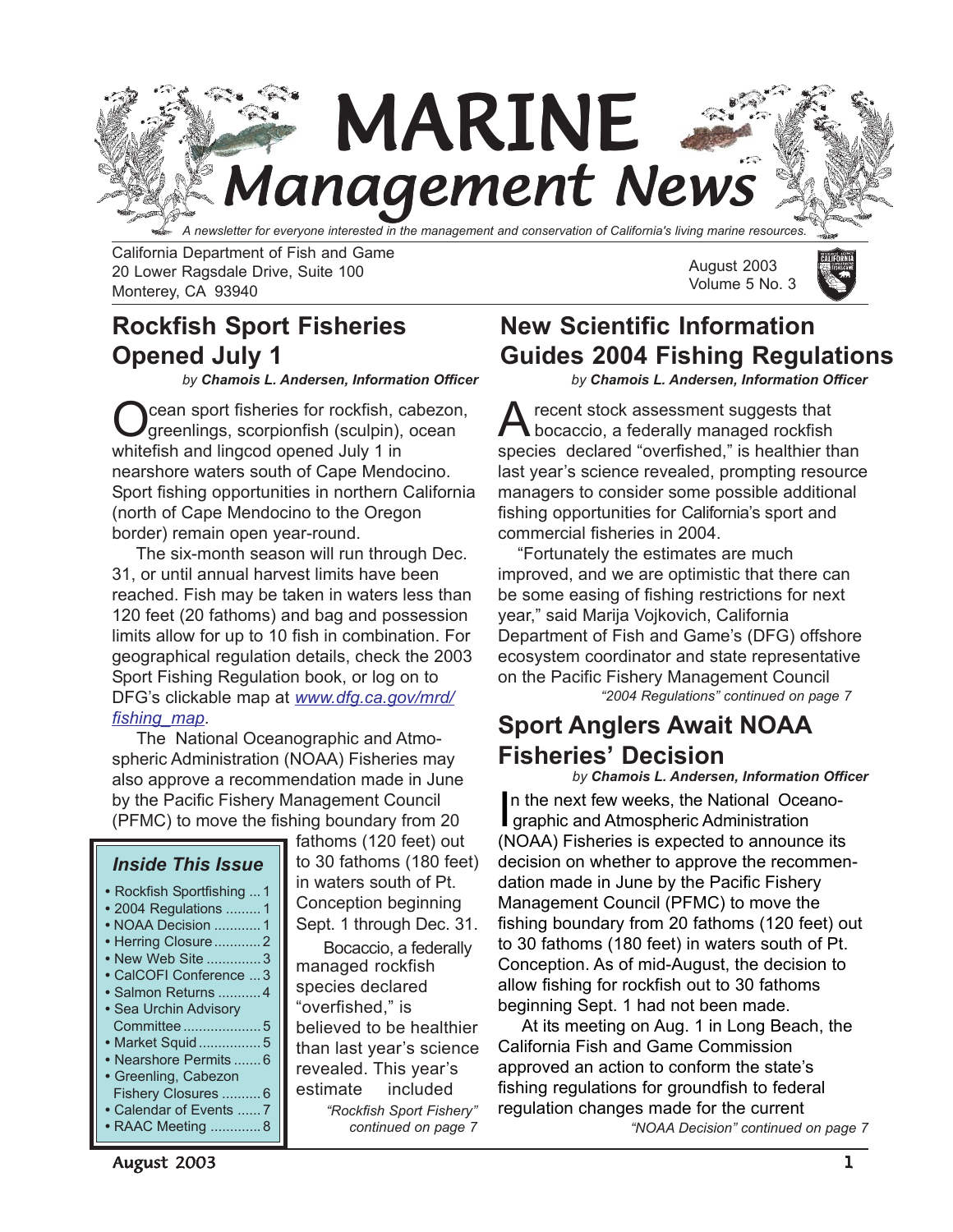# MARINE Management News

*A newsletter for everyone interested in the management and conservation of California's living marine resources.*

California Department of Fish and Game
20 Lower Ragsdale Drive, Suite 100
Monterey, CA 93940

August 2003
Volume 5 No. 3

## Rockfish Sport Fisheries Opened July 1

*by **Chamois L. Andersen, Information Officer***

Ocean sport fisheries for rockfish, cabezon, greenlings, scorpionfish (sculpin), ocean whitefish and lingcod opened July 1 in nearshore waters south of Cape Mendocino. Sport fishing opportunities in northern California (north of Cape Mendocino to the Oregon border) remain open year-round.

The six-month season will run through Dec. 31, or until annual harvest limits have been reached. Fish may be taken in waters less than 120 feet (20 fathoms) and bag and possession limits allow for up to 10 fish in combination. For geographical regulation details, check the 2003 Sport Fishing Regulation book, or log on to DFG's clickable map at *www.dfg.ca.gov/mrd/fishing_map*.

The National Oceanographic and Atmospheric Administration (NOAA) Fisheries may also approve a recommendation made in June by the Pacific Fishery Management Council (PFMC) to move the fishing boundary from 20 fathoms (120 feet) out to 30 fathoms (180 feet) in waters south of Pt. Conception beginning Sept. 1 through Dec. 31.

Bocaccio, a federally managed rockfish species declared "overfished," is believed to be healthier than last year's science revealed. This year's estimate included

*"Rockfish Sport Fishery" continued on page 7*

### Inside This Issue

- Rockfish Sportfishing ... 1
- 2004 Regulations ......... 1
- NOAA Decision ............ 1
- Herring Closure ............ 2
- New Web Site .............. 3
- CalCOFI Conference ... 3
- Salmon Returns ........... 4
- Sea Urchin Advisory Committee .................... 5
- Market Squid ................ 5
- Nearshore Permits ....... 6
- Greenling, Cabezon Fishery Closures .......... 6
- Calendar of Events ...... 7
- RAAC Meeting ............. 8

## New Scientific Information Guides 2004 Fishing Regulations

*by **Chamois L. Andersen, Information Officer***

A recent stock assessment suggests that bocaccio, a federally managed rockfish species declared "overfished," is healthier than last year's science revealed, prompting resource managers to consider some possible additional fishing opportunities for California's sport and commercial fisheries in 2004.

"Fortunately the estimates are much improved, and we are optimistic that there can be some easing of fishing restrictions for next year," said Marija Vojkovich, California Department of Fish and Game's (DFG) offshore ecosystem coordinator and state representative on the Pacific Fishery Management Council

*"2004 Regulations" continued on page 7*

## Sport Anglers Await NOAA Fisheries' Decision

*by **Chamois L. Andersen, Information Officer***

In the next few weeks, the National Oceanographic and Atmospheric Administration (NOAA) Fisheries is expected to announce its decision on whether to approve the recommendation made in June by the Pacific Fishery Management Council (PFMC) to move the fishing boundary from 20 fathoms (120 feet) out to 30 fathoms (180 feet) in waters south of Pt. Conception. As of mid-August, the decision to allow fishing for rockfish out to 30 fathoms beginning Sept. 1 had not been made.

At its meeting on Aug. 1 in Long Beach, the California Fish and Game Commission approved an action to conform the state's fishing regulations for groundfish to federal regulation changes made for the current

*"NOAA Decision" continued on page 7*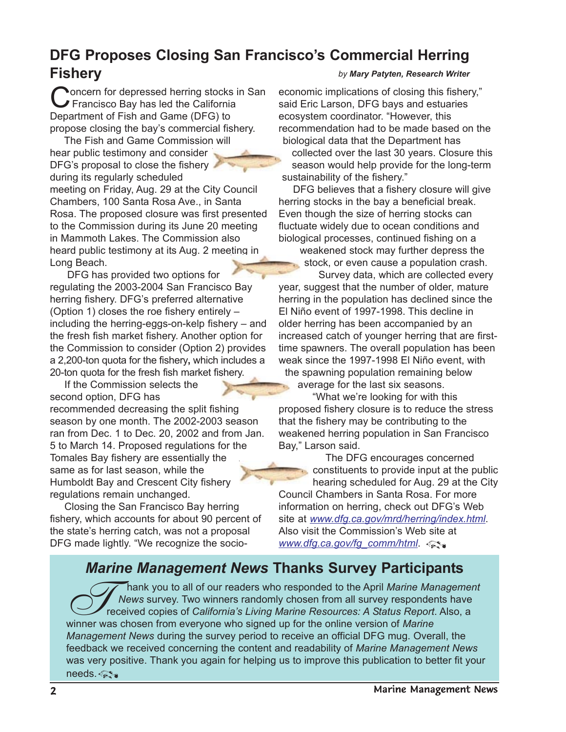# DFG Proposes Closing San Francisco's Commercial Herring Fishery

*by **Mary Patyten, Research Writer***

Concern for depressed herring stocks in San Francisco Bay has led the California Department of Fish and Game (DFG) to propose closing the bay's commercial fishery.

The Fish and Game Commission will hear public testimony and consider DFG's proposal to close the fishery during its regularly scheduled meeting on Friday, Aug. 29 at the City Council Chambers, 100 Santa Rosa Ave., in Santa Rosa. The proposed closure was first presented to the Commission during its June 20 meeting in Mammoth Lakes. The Commission also heard public testimony at its Aug. 2 meeting in Long Beach.

DFG has provided two options for regulating the 2003-2004 San Francisco Bay herring fishery. DFG's preferred alternative (Option 1) closes the roe fishery entirely – including the herring-eggs-on-kelp fishery – and the fresh fish market fishery. Another option for the Commission to consider (Option 2) provides a 2,200-ton quota for the fishery, which includes a 20-ton quota for the fresh fish market fishery.

If the Commission selects the second option, DFG has recommended decreasing the split fishing season by one month. The 2002-2003 season ran from Dec. 1 to Dec. 20, 2002 and from Jan. 5 to March 14. Proposed regulations for the Tomales Bay fishery are essentially the same as for last season, while the Humboldt Bay and Crescent City fishery regulations remain unchanged.

Closing the San Francisco Bay herring fishery, which accounts for about 90 percent of the state's herring catch, was not a proposal DFG made lightly. "We recognize the socio-economic implications of closing this fishery," said Eric Larson, DFG bays and estuaries ecosystem coordinator. "However, this recommendation had to be made based on the biological data that the Department has collected over the last 30 years. Closure this season would help provide for the long-term sustainability of the fishery."

DFG believes that a fishery closure will give herring stocks in the bay a beneficial break. Even though the size of herring stocks can fluctuate widely due to ocean conditions and biological processes, continued fishing on a weakened stock may further depress the stock, or even cause a population crash.

Survey data, which are collected every year, suggest that the number of older, mature herring in the population has declined since the El Niño event of 1997-1998. This decline in older herring has been accompanied by an increased catch of younger herring that are first-time spawners. The overall population has been weak since the 1997-1998 El Niño event, with the spawning population remaining below average for the last six seasons.

"What we're looking for with this proposed fishery closure is to reduce the stress that the fishery may be contributing to the weakened herring population in San Francisco Bay," Larson said.

The DFG encourages concerned constituents to provide input at the public hearing scheduled for Aug. 29 at the City Council Chambers in Santa Rosa. For more information on herring, check out DFG's Web site at *www.dfg.ca.gov/mrd/herring/index.html*. Also visit the Commission's Web site at *www.dfg.ca.gov/fg_comm/html*.

## *Marine Management News* Thanks Survey Participants

Thank you to all of our readers who responded to the April *Marine Management News* survey. Two winners randomly chosen from all survey respondents have received copies of *California's Living Marine Resources: A Status Report*. Also, a winner was chosen from everyone who signed up for the online version of *Marine Management News* during the survey period to receive an official DFG mug. Overall, the feedback we received concerning the content and readability of *Marine Management News* was very positive. Thank you again for helping us to improve this publication to better fit your needs.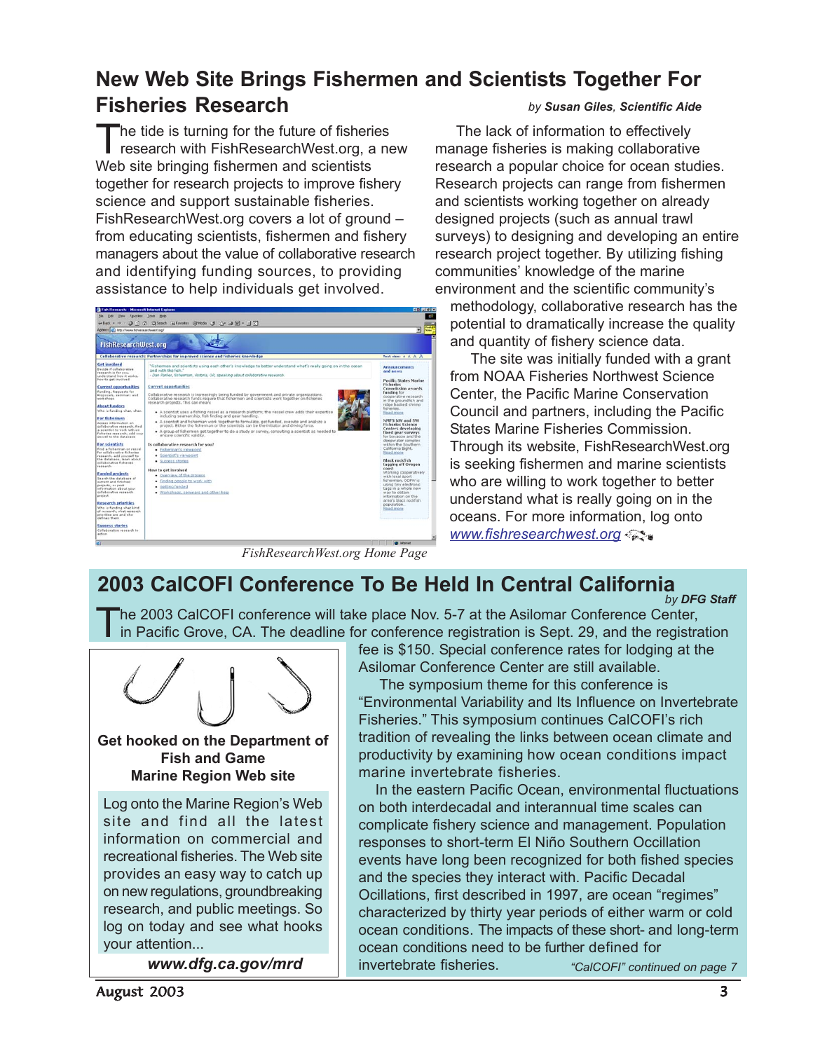## New Web Site Brings Fishermen and Scientists Together For Fisheries Research

*by **Susan Giles**, **Scientific Aide***

The tide is turning for the future of fisheries research with FishResearchWest.org, a new Web site bringing fishermen and scientists together for research projects to improve fishery science and support sustainable fisheries. FishResearchWest.org covers a lot of ground – from educating scientists, fishermen and fishery managers about the value of collaborative research and identifying funding sources, to providing assistance to help individuals get involved.

*FishResearchWest.org Home Page*

The lack of information to effectively manage fisheries is making collaborative research a popular choice for ocean studies. Research projects can range from fishermen and scientists working together on already designed projects (such as annual trawl surveys) to designing and developing an entire research project together. By utilizing fishing communities' knowledge of the marine environment and the scientific community's methodology, collaborative research has the potential to dramatically increase the quality and quantity of fishery science data.

The site was initially funded with a grant from NOAA Fisheries Northwest Science Center, the Pacific Marine Conservation Council and partners, including the Pacific States Marine Fisheries Commission. Through its website, FishResearchWest.org is seeking fishermen and marine scientists who are willing to work together to better understand what is really going on in the oceans. For more information, log onto www.fishresearchwest.org

## 2003 CalCOFI Conference To Be Held In Central California

*by **DFG Staff***

The 2003 CalCOFI conference will take place Nov. 5-7 at the Asilomar Conference Center, in Pacific Grove, CA. The deadline for conference registration is Sept. 29, and the registration fee is $150. Special conference rates for lodging at the Asilomar Conference Center are still available.

The symposium theme for this conference is "Environmental Variability and Its Influence on Invertebrate Fisheries." This symposium continues CalCOFI's rich tradition of revealing the links between ocean climate and productivity by examining how ocean conditions impact marine invertebrate fisheries.

In the eastern Pacific Ocean, environmental fluctuations on both interdecadal and interannual time scales can complicate fishery science and management. Population responses to short-term El Niño Southern Occillation events have long been recognized for both fished species and the species they interact with. Pacific Decadal Ocillations, first described in 1997, are ocean "regimes" characterized by thirty year periods of either warm or cold ocean conditions. The impacts of these short- and long-term ocean conditions need to be further defined for invertebrate fisheries.

*"CalCOFI" continued on page 7*

---

**Get hooked on the Department of Fish and Game Marine Region Web site**

Log onto the Marine Region's Web site and find all the latest information on commercial and recreational fisheries. The Web site provides an easy way to catch up on new regulations, groundbreaking research, and public meetings. So log on today and see what hooks your attention...

***www.dfg.ca.gov/mrd***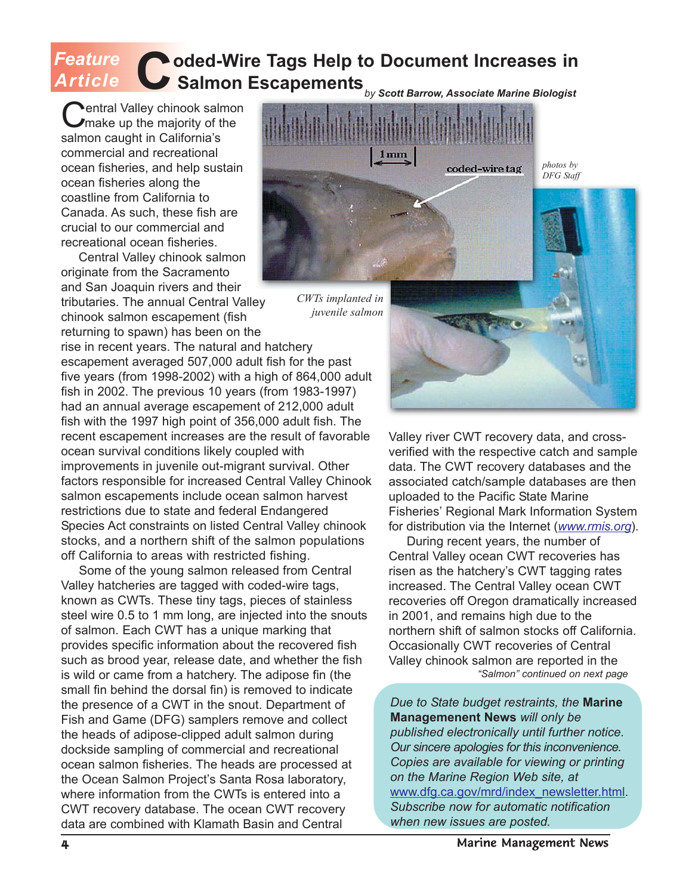Feature Article

# Coded-Wire Tags Help to Document Increases in Salmon Escapements

*by Scott Barrow, Associate Marine Biologist*

Central Valley chinook salmon make up the majority of the salmon caught in California's commercial and recreational ocean fisheries, and help sustain ocean fisheries along the coastline from California to Canada. As such, these fish are crucial to our commercial and recreational ocean fisheries.

Central Valley chinook salmon originate from the Sacramento and San Joaquin rivers and their tributaries. The annual Central Valley chinook salmon escapement (fish returning to spawn) has been on the rise in recent years. The natural and hatchery escapement averaged 507,000 adult fish for the past five years (from 1998-2002) with a high of 864,000 adult fish in 2002. The previous 10 years (from 1983-1997) had an annual average escapement of 212,000 adult fish with the 1997 high point of 356,000 adult fish. The recent escapement increases are the result of favorable ocean survival conditions likely coupled with improvements in juvenile out-migrant survival. Other factors responsible for increased Central Valley Chinook salmon escapements include ocean salmon harvest restrictions due to state and federal Endangered Species Act constraints on listed Central Valley chinook stocks, and a northern shift of the salmon populations off California to areas with restricted fishing.

Some of the young salmon released from Central Valley hatcheries are tagged with coded-wire tags, known as CWTs. These tiny tags, pieces of stainless steel wire 0.5 to 1 mm long, are injected into the snouts of salmon. Each CWT has a unique marking that provides specific information about the recovered fish such as brood year, release date, and whether the fish is wild or came from a hatchery. The adipose fin (the small fin behind the dorsal fin) is removed to indicate the presence of a CWT in the snout. Department of Fish and Game (DFG) samplers remove and collect the heads of adipose-clipped adult salmon during dockside sampling of commercial and recreational ocean salmon fisheries. The heads are processed at the Ocean Salmon Project's Santa Rosa laboratory, where information from the CWTs is entered into a CWT recovery database. The ocean CWT recovery data are combined with Klamath Basin and Central Valley river CWT recovery data, and cross-verified with the respective catch and sample data. The CWT recovery databases and the associated catch/sample databases are then uploaded to the Pacific State Marine Fisheries' Regional Mark Information System for distribution via the Internet (*www.rmis.org*).

1mm

coded-wire tag

*photos by DFG Staff*

*CWTs implanted in juvenile salmon*

During recent years, the number of Central Valley ocean CWT recoveries has risen as the hatchery's CWT tagging rates increased. The Central Valley ocean CWT recoveries off Oregon dramatically increased in 2001, and remains high due to the northern shift of salmon stocks off California. Occasionally CWT recoveries of Central Valley chinook salmon are reported in the

*"Salmon" continued on next page*

*Due to State budget restraints, the* **Marine Managemement News** *will only be published electronically until further notice. Our sincere apologies for this inconvenience. Copies are available for viewing or printing on the Marine Region Web site, at* www.dfg.ca.gov/mrd/index_newsletter.html*. Subscribe now for automatic notification when new issues are posted.*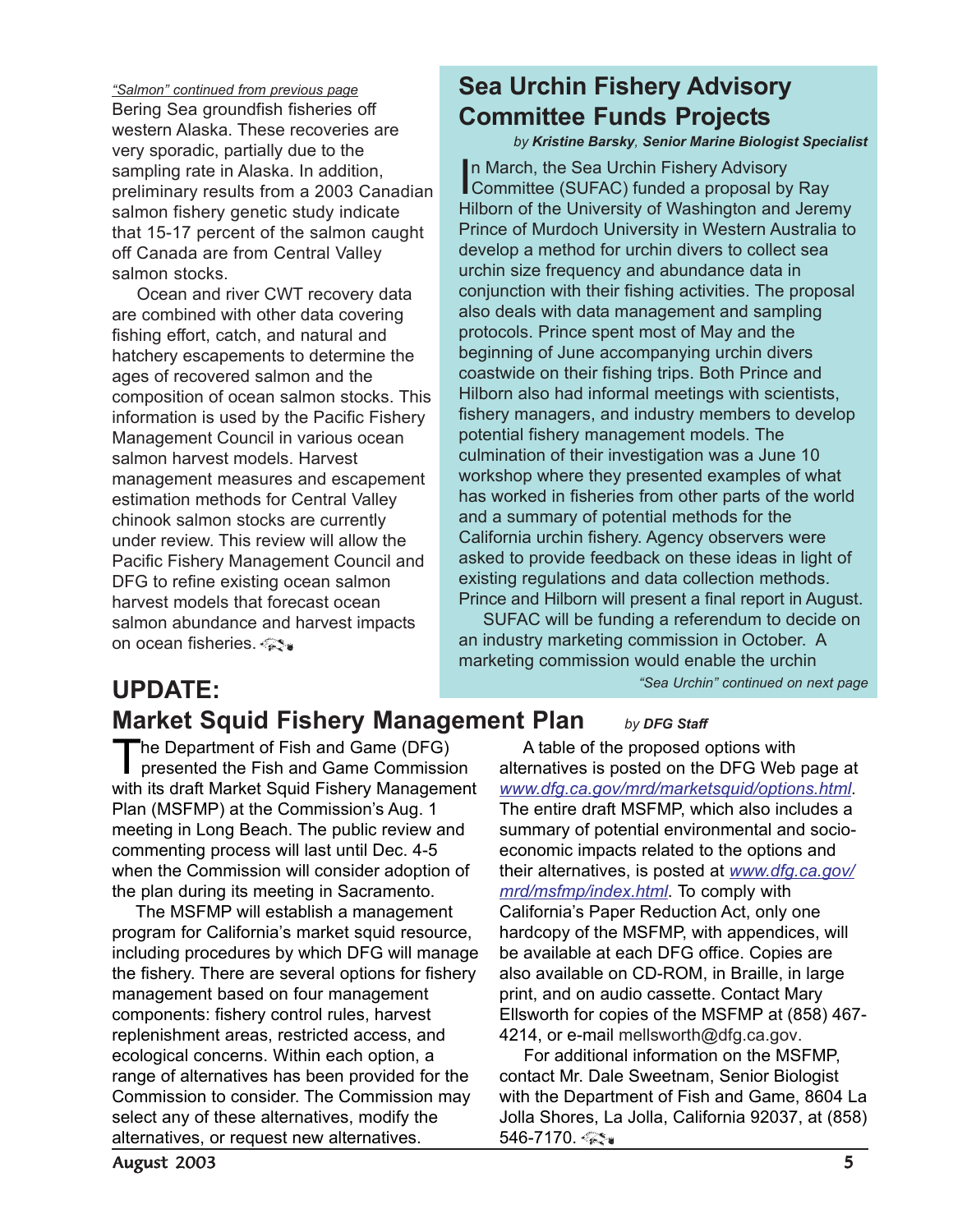*"Salmon" continued from previous page*

Bering Sea groundfish fisheries off western Alaska. These recoveries are very sporadic, partially due to the sampling rate in Alaska. In addition, preliminary results from a 2003 Canadian salmon fishery genetic study indicate that 15-17 percent of the salmon caught off Canada are from Central Valley salmon stocks.

Ocean and river CWT recovery data are combined with other data covering fishing effort, catch, and natural and hatchery escapements to determine the ages of recovered salmon and the composition of ocean salmon stocks. This information is used by the Pacific Fishery Management Council in various ocean salmon harvest models. Harvest management measures and escapement estimation methods for Central Valley chinook salmon stocks are currently under review. This review will allow the Pacific Fishery Management Council and DFG to refine existing ocean salmon harvest models that forecast ocean salmon abundance and harvest impacts on ocean fisheries.

## Sea Urchin Fishery Advisory Committee Funds Projects

*by **Kristine Barsky**, Senior Marine Biologist Specialist*

In March, the Sea Urchin Fishery Advisory Committee (SUFAC) funded a proposal by Ray Hilborn of the University of Washington and Jeremy Prince of Murdoch University in Western Australia to develop a method for urchin divers to collect sea urchin size frequency and abundance data in conjunction with their fishing activities. The proposal also deals with data management and sampling protocols. Prince spent most of May and the beginning of June accompanying urchin divers coastwide on their fishing trips. Both Prince and Hilborn also had informal meetings with scientists, fishery managers, and industry members to develop potential fishery management models. The culmination of their investigation was a June 10 workshop where they presented examples of what has worked in fisheries from other parts of the world and a summary of potential methods for the California urchin fishery. Agency observers were asked to provide feedback on these ideas in light of existing regulations and data collection methods. Prince and Hilborn will present a final report in August.

SUFAC will be funding a referendum to decide on an industry marketing commission in October. A marketing commission would enable the urchin

*"Sea Urchin" continued on next page*

## UPDATE: Market Squid Fishery Management Plan

*by **DFG Staff***

The Department of Fish and Game (DFG) presented the Fish and Game Commission with its draft Market Squid Fishery Management Plan (MSFMP) at the Commission's Aug. 1 meeting in Long Beach. The public review and commenting process will last until Dec. 4-5 when the Commission will consider adoption of the plan during its meeting in Sacramento.

The MSFMP will establish a management program for California's market squid resource, including procedures by which DFG will manage the fishery. There are several options for fishery management based on four management components: fishery control rules, harvest replenishment areas, restricted access, and ecological concerns. Within each option, a range of alternatives has been provided for the Commission to consider. The Commission may select any of these alternatives, modify the alternatives, or request new alternatives.

A table of the proposed options with alternatives is posted on the DFG Web page at www.dfg.ca.gov/mrd/marketsquid/options.html. The entire draft MSFMP, which also includes a summary of potential environmental and socio-economic impacts related to the options and their alternatives, is posted at www.dfg.ca.gov/mrd/msfmp/index.html. To comply with California's Paper Reduction Act, only one hardcopy of the MSFMP, with appendices, will be available at each DFG office. Copies are also available on CD-ROM, in Braille, in large print, and on audio cassette. Contact Mary Ellsworth for copies of the MSFMP at (858) 467-4214, or e-mail mellsworth@dfg.ca.gov.

For additional information on the MSFMP, contact Mr. Dale Sweetnam, Senior Biologist with the Department of Fish and Game, 8604 La Jolla Shores, La Jolla, California 92037, at (858) 546-7170.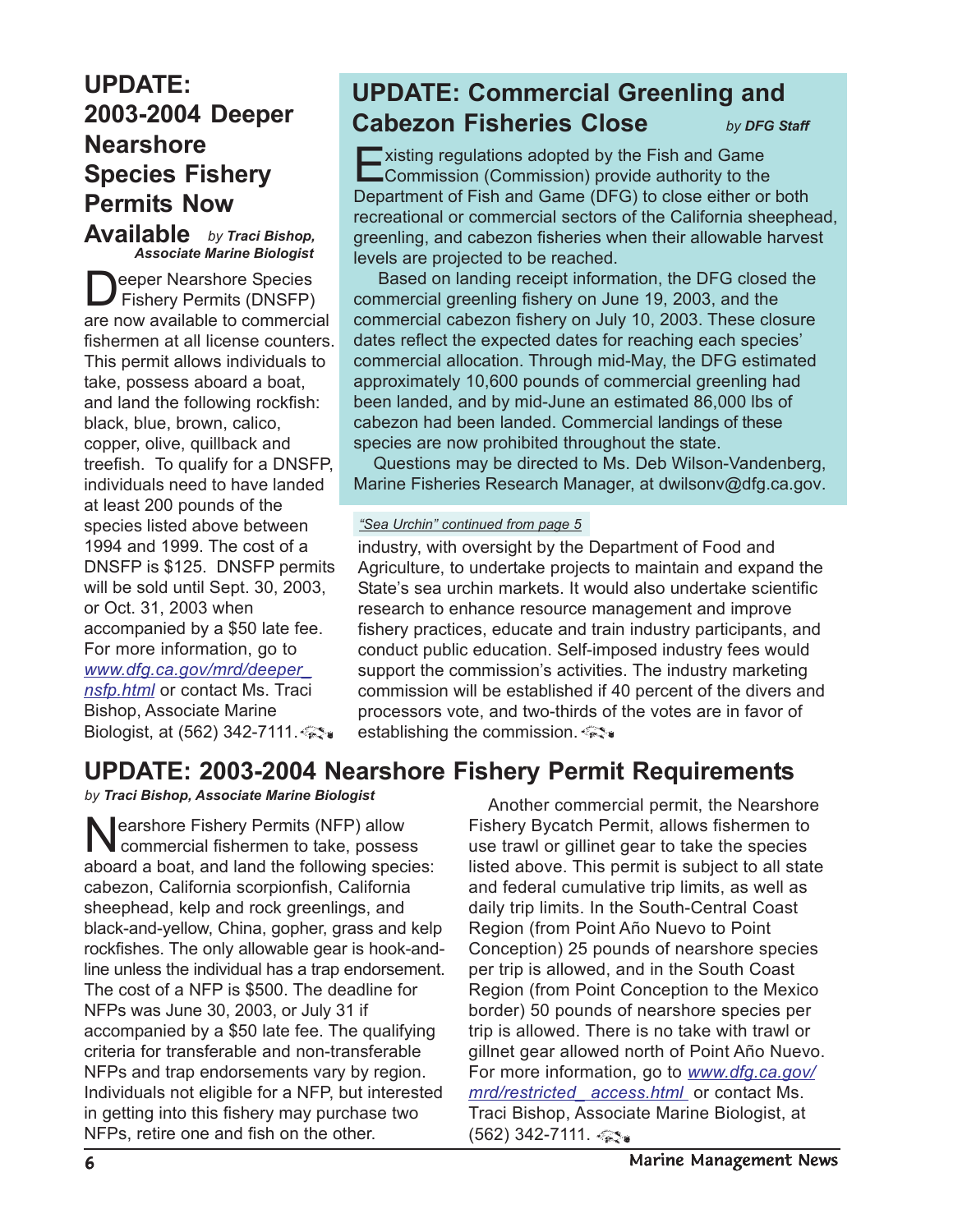## UPDATE: 2003-2004 Deeper Nearshore Species Fishery Permits Now Available

*by **Traci Bishop, Associate Marine Biologist***

Deeper Nearshore Species Fishery Permits (DNSFP) are now available to commercial fishermen at all license counters. This permit allows individuals to take, possess aboard a boat, and land the following rockfish: black, blue, brown, calico, copper, olive, quillback and treefish. To qualify for a DNSFP, individuals need to have landed at least 200 pounds of the species listed above between 1994 and 1999. The cost of a DNSFP is $125. DNSFP permits will be sold until Sept. 30, 2003, or Oct. 31, 2003 when accompanied by a $50 late fee. For more information, go to *www.dfg.ca.gov/mrd/deeper_nsfp.html* or contact Ms. Traci Bishop, Associate Marine Biologist, at (562) 342-7111.

## UPDATE: Commercial Greenling and Cabezon Fisheries Close

*by **DFG Staff***

Existing regulations adopted by the Fish and Game Commission (Commission) provide authority to the Department of Fish and Game (DFG) to close either or both recreational or commercial sectors of the California sheephead, greenling, and cabezon fisheries when their allowable harvest levels are projected to be reached.

Based on landing receipt information, the DFG closed the commercial greenling fishery on June 19, 2003, and the commercial cabezon fishery on July 10, 2003. These closure dates reflect the expected dates for reaching each species' commercial allocation. Through mid-May, the DFG estimated approximately 10,600 pounds of commercial greenling had been landed, and by mid-June an estimated 86,000 lbs of cabezon had been landed. Commercial landings of these species are now prohibited throughout the state.

Questions may be directed to Ms. Deb Wilson-Vandenberg, Marine Fisheries Research Manager, at dwilsonv@dfg.ca.gov.

*"Sea Urchin" continued from page 5*

industry, with oversight by the Department of Food and Agriculture, to undertake projects to maintain and expand the State's sea urchin markets. It would also undertake scientific research to enhance resource management and improve fishery practices, educate and train industry participants, and conduct public education. Self-imposed industry fees would support the commission's activities. The industry marketing commission will be established if 40 percent of the divers and processors vote, and two-thirds of the votes are in favor of establishing the commission.

## UPDATE: 2003-2004 Nearshore Fishery Permit Requirements

*by **Traci Bishop, Associate Marine Biologist***

Nearshore Fishery Permits (NFP) allow commercial fishermen to take, possess aboard a boat, and land the following species: cabezon, California scorpionfish, California sheephead, kelp and rock greenlings, and black-and-yellow, China, gopher, grass and kelp rockfishes. The only allowable gear is hook-and-line unless the individual has a trap endorsement. The cost of a NFP is $500. The deadline for NFPs was June 30, 2003, or July 31 if accompanied by a $50 late fee. The qualifying criteria for transferable and non-transferable NFPs and trap endorsements vary by region. Individuals not eligible for a NFP, but interested in getting into this fishery may purchase two NFPs, retire one and fish on the other.

Another commercial permit, the Nearshore Fishery Bycatch Permit, allows fishermen to use trawl or gillinet gear to take the species listed above. This permit is subject to all state and federal cumulative trip limits, as well as daily trip limits. In the South-Central Coast Region (from Point Año Nuevo to Point Conception) 25 pounds of nearshore species per trip is allowed, and in the South Coast Region (from Point Conception to the Mexico border) 50 pounds of nearshore species per trip is allowed. There is no take with trawl or gillnet gear allowed north of Point Año Nuevo. For more information, go to *www.dfg.ca.gov/mrd/restricted_access.html* or contact Ms. Traci Bishop, Associate Marine Biologist, at (562) 342-7111.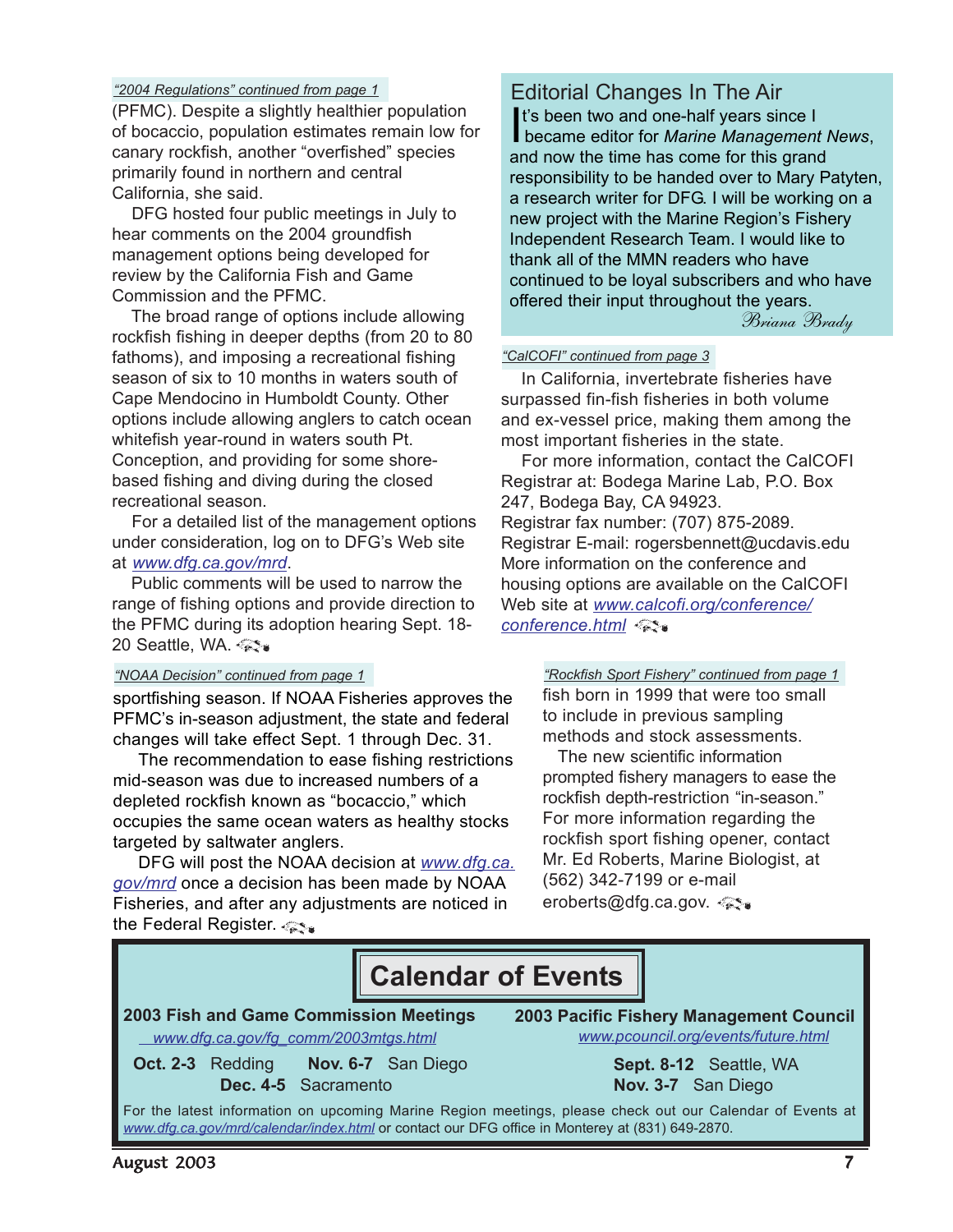*"2004 Regulations" continued from page 1*

(PFMC). Despite a slightly healthier population of bocaccio, population estimates remain low for canary rockfish, another "overfished" species primarily found in northern and central California, she said.

DFG hosted four public meetings in July to hear comments on the 2004 groundfish management options being developed for review by the California Fish and Game Commission and the PFMC.

The broad range of options include allowing rockfish fishing in deeper depths (from 20 to 80 fathoms), and imposing a recreational fishing season of six to 10 months in waters south of Cape Mendocino in Humboldt County. Other options include allowing anglers to catch ocean whitefish year-round in waters south Pt. Conception, and providing for some shore-based fishing and diving during the closed recreational season.

For a detailed list of the management options under consideration, log on to DFG's Web site at www.dfg.ca.gov/mrd.

Public comments will be used to narrow the range of fishing options and provide direction to the PFMC during its adoption hearing Sept. 18-20 Seattle, WA.

## Editorial Changes In The Air

It's been two and one-half years since I became editor for *Marine Management News*, and now the time has come for this grand responsibility to be handed over to Mary Patyten, a research writer for DFG. I will be working on a new project with the Marine Region's Fishery Independent Research Team. I would like to thank all of the MMN readers who have continued to be loyal subscribers and who have offered their input throughout the years.

*Briana Brady*

*"CalCOFI" continued from page 3*

In California, invertebrate fisheries have surpassed fin-fish fisheries in both volume and ex-vessel price, making them among the most important fisheries in the state.

For more information, contact the CalCOFI Registrar at: Bodega Marine Lab, P.O. Box 247, Bodega Bay, CA 94923.
Registrar fax number: (707) 875-2089.
Registrar E-mail: rogersbennett@ucdavis.edu
More information on the conference and housing options are available on the CalCOFI Web site at www.calcofi.org/conference/conference.html

*"NOAA Decision" continued from page 1*

sportfishing season. If NOAA Fisheries approves the PFMC's in-season adjustment, the state and federal changes will take effect Sept. 1 through Dec. 31.

The recommendation to ease fishing restrictions mid-season was due to increased numbers of a depleted rockfish known as "bocaccio," which occupies the same ocean waters as healthy stocks targeted by saltwater anglers.

DFG will post the NOAA decision at www.dfg.ca.gov/mrd once a decision has been made by NOAA Fisheries, and after any adjustments are noticed in the Federal Register.

*"Rockfish Sport Fishery" continued from page 1*

fish born in 1999 that were too small to include in previous sampling methods and stock assessments.

The new scientific information prompted fishery managers to ease the rockfish depth-restriction "in-season." For more information regarding the rockfish sport fishing opener, contact Mr. Ed Roberts, Marine Biologist, at (562) 342-7199 or e-mail eroberts@dfg.ca.gov.

## Calendar of Events

**2003 Fish and Game Commission Meetings**
www.dfg.ca.gov/fg_comm/2003mtgs.html

**Oct. 2-3** Redding
**Nov. 6-7** San Diego
**Dec. 4-5** Sacramento

**2003 Pacific Fishery Management Council**
www.pcouncil.org/events/future.html

**Sept. 8-12** Seattle, WA
**Nov. 3-7** San Diego

For the latest information on upcoming Marine Region meetings, please check out our Calendar of Events at www.dfg.ca.gov/mrd/calendar/index.html or contact our DFG office in Monterey at (831) 649-2870.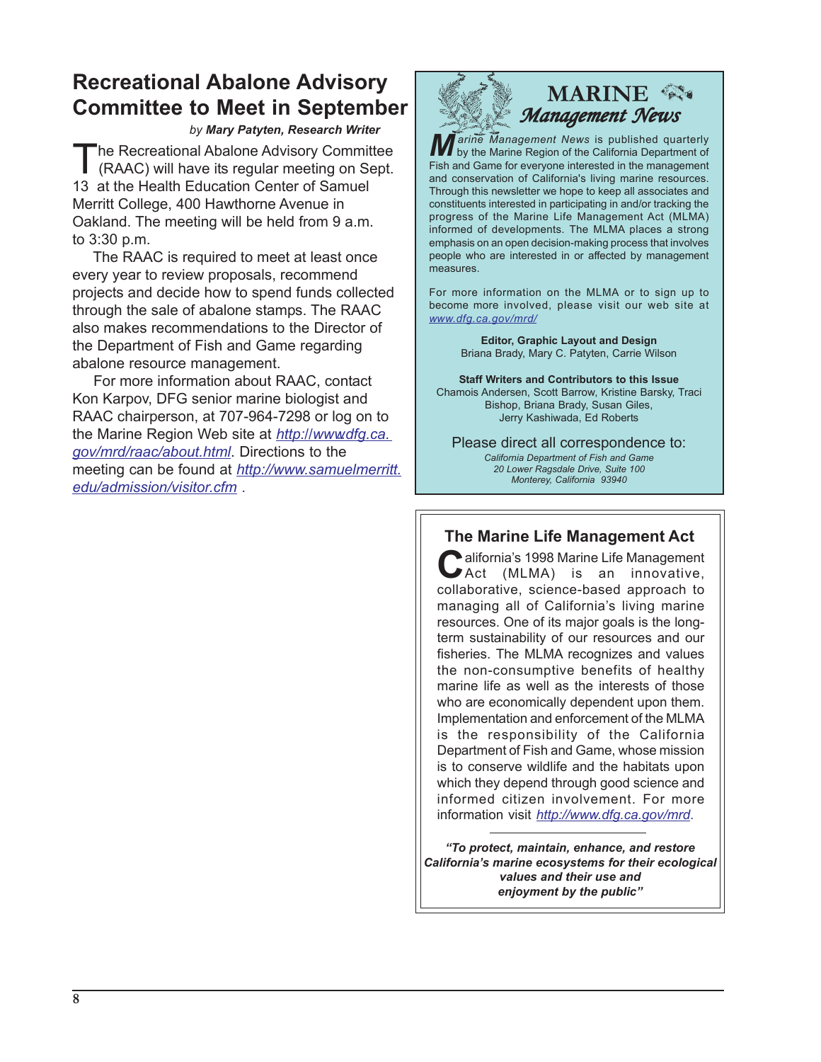# Recreational Abalone Advisory Committee to Meet in September

*by* ***Mary Patyten, Research Writer***

The Recreational Abalone Advisory Committee (RAAC) will have its regular meeting on Sept. 13 at the Health Education Center of Samuel Merritt College, 400 Hawthorne Avenue in Oakland. The meeting will be held from 9 a.m. to 3:30 p.m.

The RAAC is required to meet at least once every year to review proposals, recommend projects and decide how to spend funds collected through the sale of abalone stamps. The RAAC also makes recommendations to the Director of the Department of Fish and Game regarding abalone resource management.

For more information about RAAC, contact Kon Karpov, DFG senior marine biologist and RAAC chairperson, at 707-964-7298 or log on to the Marine Region Web site at *http://www.dfg.ca.gov/mrd/raac/about.html*. Directions to the meeting can be found at *http://www.samuelmerritt.edu/admission/visitor.cfm* .

## MARINE *Management News*

*Marine Management News* is published quarterly by the Marine Region of the California Department of Fish and Game for everyone interested in the management and conservation of California's living marine resources. Through this newsletter we hope to keep all associates and constituents interested in participating in and/or tracking the progress of the Marine Life Management Act (MLMA) informed of developments. The MLMA places a strong emphasis on an open decision-making process that involves people who are interested in or affected by management measures.

For more information on the MLMA or to sign up to become more involved, please visit our web site at *www.dfg.ca.gov/mrd/*

**Editor, Graphic Layout and Design**
Briana Brady, Mary C. Patyten, Carrie Wilson

**Staff Writers and Contributors to this Issue**
Chamois Andersen, Scott Barrow, Kristine Barsky, Traci Bishop, Briana Brady, Susan Giles, Jerry Kashiwada, Ed Roberts

Please direct all correspondence to:
*California Department of Fish and Game*
*20 Lower Ragsdale Drive, Suite 100*
*Monterey, California 93940*

## The Marine Life Management Act

California's 1998 Marine Life Management Act (MLMA) is an innovative, collaborative, science-based approach to managing all of California's living marine resources. One of its major goals is the long-term sustainability of our resources and our fisheries. The MLMA recognizes and values the non-consumptive benefits of healthy marine life as well as the interests of those who are economically dependent upon them. Implementation and enforcement of the MLMA is the responsibility of the California Department of Fish and Game, whose mission is to conserve wildlife and the habitats upon which they depend through good science and informed citizen involvement. For more information visit *http://www.dfg.ca.gov/mrd*.

***"To protect, maintain, enhance, and restore California's marine ecosystems for their ecological values and their use and enjoyment by the public"***